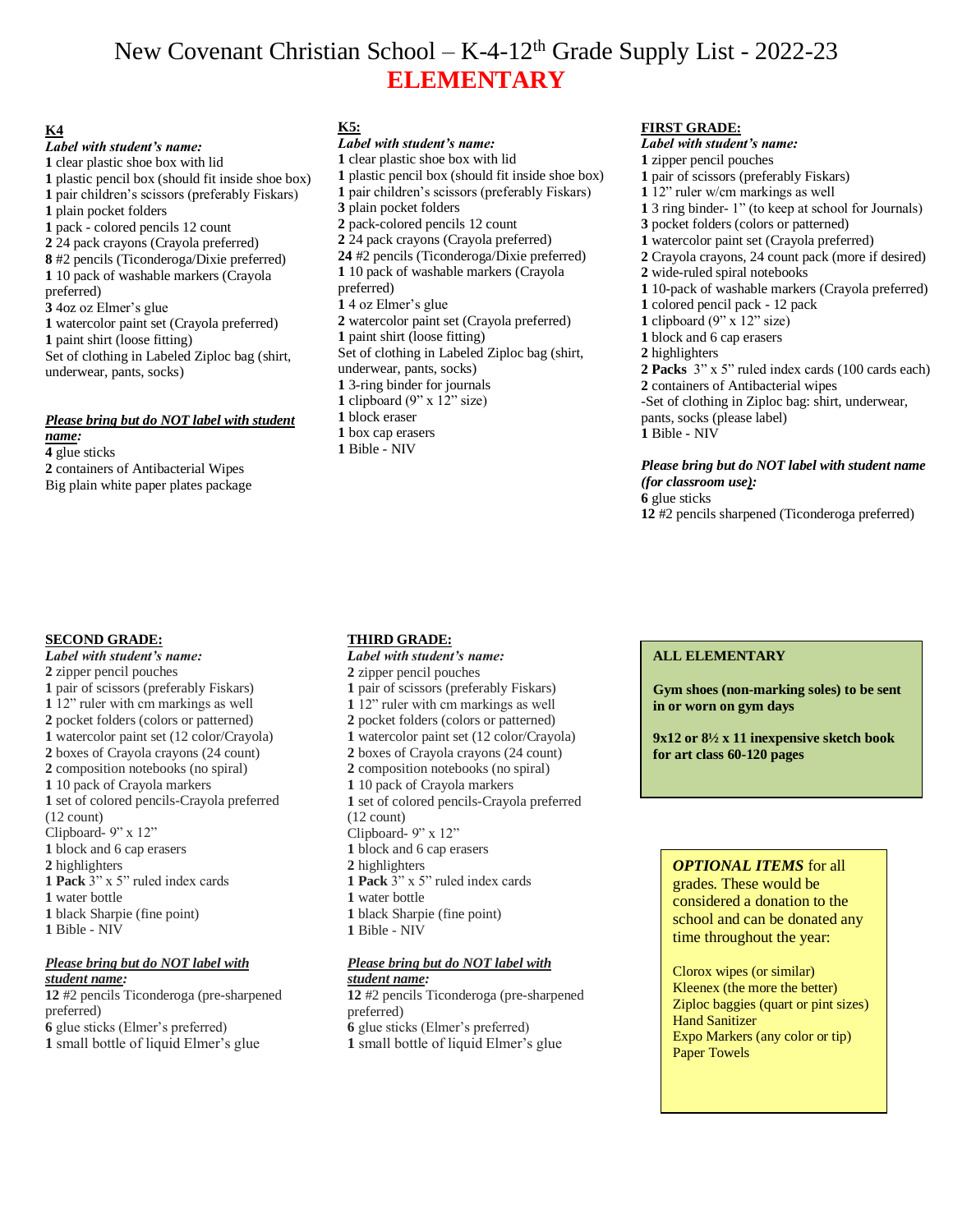# New Covenant Christian School – K-4-12th Grade Supply List - 2022-23

## ELEMENTARY

### K4

***Label with student's name:***

**1** clear plastic shoe box with lid
**1** plastic pencil box (should fit inside shoe box)
**1** pair children's scissors (preferably Fiskars)
**1** plain pocket folders
**1** pack - colored pencils 12 count
**2** 24 pack crayons (Crayola preferred)
**8** #2 pencils (Ticonderoga/Dixie preferred)
**1** 10 pack of washable markers (Crayola preferred)
**3** 4oz oz Elmer's glue
**1** watercolor paint set (Crayola preferred)
**1** paint shirt (loose fitting)
Set of clothing in Labeled Ziploc bag (shirt, underwear, pants, socks)

***Please bring but do NOT label with student name:***

**4** glue sticks
**2** containers of Antibacterial Wipes
Big plain white paper plates package

### K5:

***Label with student's name:***

**1** clear plastic shoe box with lid
**1** plastic pencil box (should fit inside shoe box)
**1** pair children's scissors (preferably Fiskars)
**3** plain pocket folders
**2** pack-colored pencils 12 count
**2** 24 pack crayons (Crayola preferred)
**24** #2 pencils (Ticonderoga/Dixie preferred)
**1** 10 pack of washable markers (Crayola preferred)
**1** 4 oz Elmer's glue
**2** watercolor paint set (Crayola preferred)
**1** paint shirt (loose fitting)
Set of clothing in Labeled Ziploc bag (shirt, underwear, pants, socks)
**1** 3-ring binder for journals
**1** clipboard (9" x 12" size)
**1** block eraser
**1** box cap erasers
**1** Bible - NIV

### FIRST GRADE:

***Label with student's name:***

**1** zipper pencil pouches
**1** pair of scissors (preferably Fiskars)
**1** 12" ruler w/cm markings as well
**1** 3 ring binder- 1" (to keep at school for Journals)
**3** pocket folders (colors or patterned)
**1** watercolor paint set (Crayola preferred)
**2** Crayola crayons, 24 count pack (more if desired)
**2** wide-ruled spiral notebooks
**1** 10-pack of washable markers (Crayola preferred)
**1** colored pencil pack - 12 pack
**1** clipboard (9" x 12" size)
**1** block and 6 cap erasers
**2** highlighters
**2 Packs** 3" x 5" ruled index cards (100 cards each)
**2** containers of Antibacterial wipes
-Set of clothing in Ziploc bag: shirt, underwear, pants, socks (please label)
**1** Bible - NIV

***Please bring but do NOT label with student name (for classroom use):***

**6** glue sticks
**12** #2 pencils sharpened (Ticonderoga preferred)

### SECOND GRADE:

***Label with student's name:***

**2** zipper pencil pouches
**1** pair of scissors (preferably Fiskars)
**1** 12" ruler with cm markings as well
**2** pocket folders (colors or patterned)
**1** watercolor paint set (12 color/Crayola)
**2** boxes of Crayola crayons (24 count)
**2** composition notebooks (no spiral)
**1** 10 pack of Crayola markers
**1** set of colored pencils-Crayola preferred (12 count)
Clipboard- 9" x 12"
**1** block and 6 cap erasers
**2** highlighters
**1 Pack** 3" x 5" ruled index cards
**1** water bottle
**1** black Sharpie (fine point)
**1** Bible - NIV

***Please bring but do NOT label with student name:***

**12** #2 pencils Ticonderoga (pre-sharpened preferred)
**6** glue sticks (Elmer's preferred)
**1** small bottle of liquid Elmer's glue

### THIRD GRADE:

***Label with student's name:***

**2** zipper pencil pouches
**1** pair of scissors (preferably Fiskars)
**1** 12" ruler with cm markings as well
**2** pocket folders (colors or patterned)
**1** watercolor paint set (12 color/Crayola)
**2** boxes of Crayola crayons (24 count)
**2** composition notebooks (no spiral)
**1** 10 pack of Crayola markers
**1** set of colored pencils-Crayola preferred (12 count)
Clipboard- 9" x 12"
**1** block and 6 cap erasers
**2** highlighters
**1 Pack** 3" x 5" ruled index cards
**1** water bottle
**1** black Sharpie (fine point)
**1** Bible - NIV

***Please bring but do NOT label with student name:***

**12** #2 pencils Ticonderoga (pre-sharpened preferred)
**6** glue sticks (Elmer's preferred)
**1** small bottle of liquid Elmer's glue

### ALL ELEMENTARY

**Gym shoes (non-marking soles) to be sent in or worn on gym days**

**9x12 or 8½ x 11 inexpensive sketch book for art class 60-120 pages**

***OPTIONAL ITEMS*** for all grades. These would be considered a donation to the school and can be donated any time throughout the year:

Clorox wipes (or similar)
Kleenex (the more the better)
Ziploc baggies (quart or pint sizes)
Hand Sanitizer
Expo Markers (any color or tip)
Paper Towels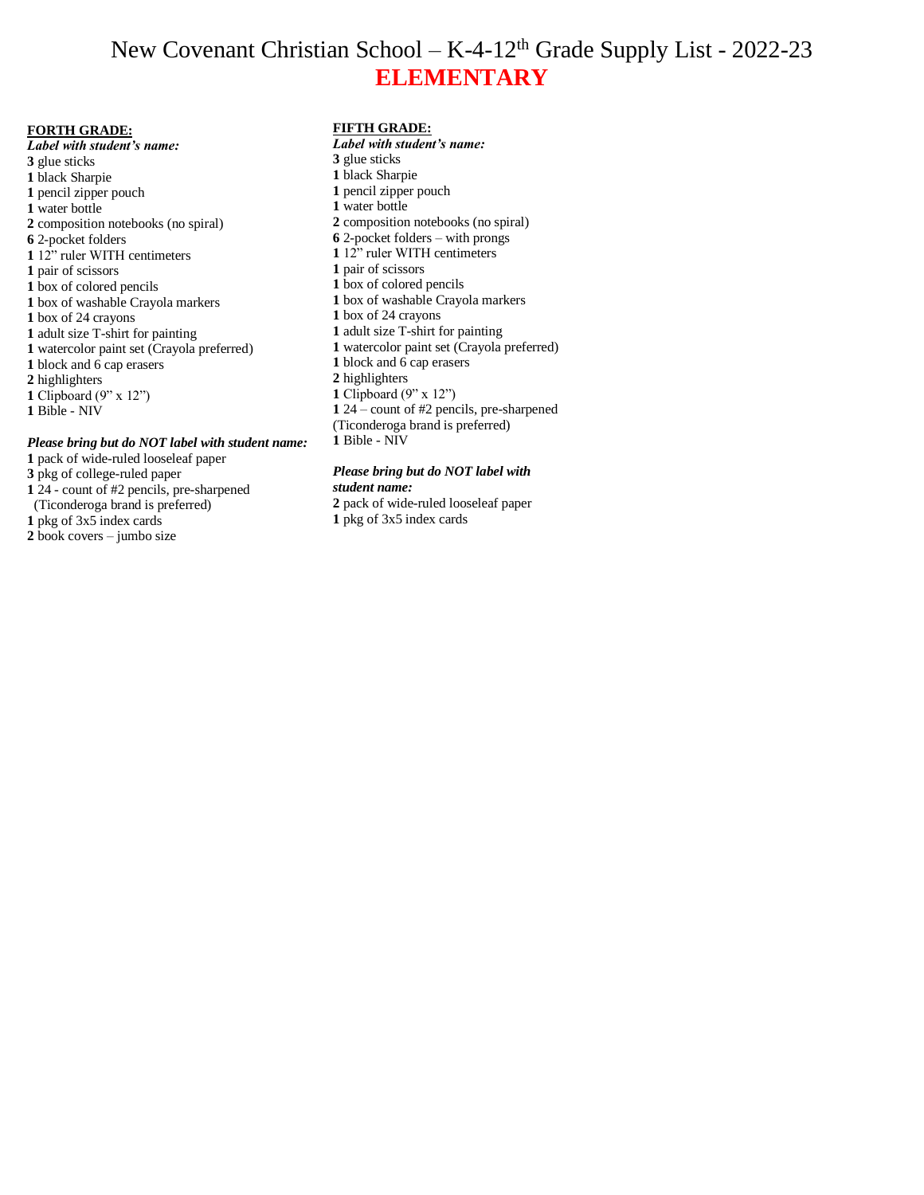# New Covenant Christian School – K-4-12th Grade Supply List - 2022-23

## ELEMENTARY

**FORTH GRADE:**

***Label with student's name:***

**3** glue sticks
**1** black Sharpie
**1** pencil zipper pouch
**1** water bottle
**2** composition notebooks (no spiral)
**6** 2-pocket folders
**1** 12" ruler WITH centimeters
**1** pair of scissors
**1** box of colored pencils
**1** box of washable Crayola markers
**1** box of 24 crayons
**1** adult size T-shirt for painting
**1** watercolor paint set (Crayola preferred)
**1** block and 6 cap erasers
**2** highlighters
**1** Clipboard (9" x 12")
**1** Bible - NIV

***Please bring but do NOT label with student name:***

**1** pack of wide-ruled looseleaf paper
**3** pkg of college-ruled paper
**1** 24 - count of #2 pencils, pre-sharpened
(Ticonderoga brand is preferred)
**1** pkg of 3x5 index cards
**2** book covers – jumbo size

**FIFTH GRADE:**

***Label with student's name:***

**3** glue sticks
**1** black Sharpie
**1** pencil zipper pouch
**1** water bottle
**2** composition notebooks (no spiral)
**6** 2-pocket folders – with prongs
**1** 12" ruler WITH centimeters
**1** pair of scissors
**1** box of colored pencils
**1** box of washable Crayola markers
**1** box of 24 crayons
**1** adult size T-shirt for painting
**1** watercolor paint set (Crayola preferred)
**1** block and 6 cap erasers
**2** highlighters
**1** Clipboard (9" x 12")
**1** 24 – count of #2 pencils, pre-sharpened
(Ticonderoga brand is preferred)
**1** Bible - NIV

***Please bring but do NOT label with student name:***

**2** pack of wide-ruled looseleaf paper
**1** pkg of 3x5 index cards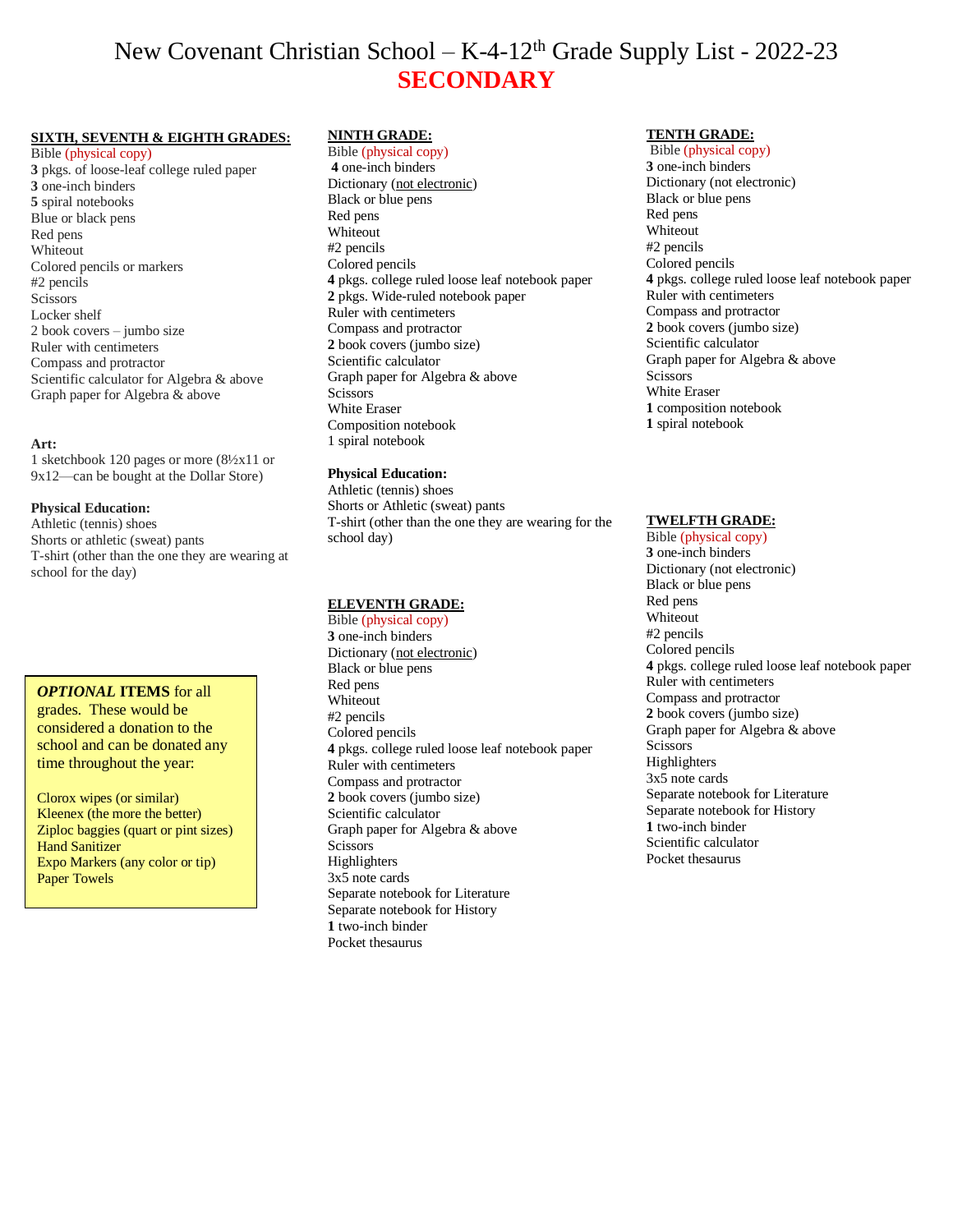# New Covenant Christian School – K-4-12th Grade Supply List - 2022-23

## SECONDARY

### SIXTH, SEVENTH & EIGHTH GRADES:

Bible (physical copy)
**3** pkgs. of loose-leaf college ruled paper
**3** one-inch binders
**5** spiral notebooks
Blue or black pens
Red pens
Whiteout
Colored pencils or markers
#2 pencils
Scissors
Locker shelf
2 book covers – jumbo size
Ruler with centimeters
Compass and protractor
Scientific calculator for Algebra & above
Graph paper for Algebra & above

**Art:**
1 sketchbook 120 pages or more (8½x11 or 9x12—can be bought at the Dollar Store)

**Physical Education:**
Athletic (tennis) shoes
Shorts or athletic (sweat) pants
T-shirt (other than the one they are wearing at school for the day)

***OPTIONAL* ITEMS** for all grades. These would be considered a donation to the school and can be donated any time throughout the year:

Clorox wipes (or similar)
Kleenex (the more the better)
Ziploc baggies (quart or pint sizes)
Hand Sanitizer
Expo Markers (any color or tip)
Paper Towels

### NINTH GRADE:

Bible (physical copy)
**4** one-inch binders
Dictionary (not electronic)
Black or blue pens
Red pens
Whiteout
#2 pencils
Colored pencils
**4** pkgs. college ruled loose leaf notebook paper
**2** pkgs. Wide-ruled notebook paper
Ruler with centimeters
Compass and protractor
**2** book covers (jumbo size)
Scientific calculator
Graph paper for Algebra & above
Scissors
White Eraser
Composition notebook
1 spiral notebook

**Physical Education:**
Athletic (tennis) shoes
Shorts or Athletic (sweat) pants
T-shirt (other than the one they are wearing for the school day)

### ELEVENTH GRADE:

Bible (physical copy)
**3** one-inch binders
Dictionary (not electronic)
Black or blue pens
Red pens
Whiteout
#2 pencils
Colored pencils
**4** pkgs. college ruled loose leaf notebook paper
Ruler with centimeters
Compass and protractor
**2** book covers (jumbo size)
Scientific calculator
Graph paper for Algebra & above
Scissors
Highlighters
3x5 note cards
Separate notebook for Literature
Separate notebook for History
**1** two-inch binder
Pocket thesaurus

### TENTH GRADE:

Bible (physical copy)
**3** one-inch binders
Dictionary (not electronic)
Black or blue pens
Red pens
Whiteout
#2 pencils
Colored pencils
**4** pkgs. college ruled loose leaf notebook paper
Ruler with centimeters
Compass and protractor
**2** book covers (jumbo size)
Scientific calculator
Graph paper for Algebra & above
Scissors
White Eraser
**1** composition notebook
**1** spiral notebook

### TWELFTH GRADE:

Bible (physical copy)
**3** one-inch binders
Dictionary (not electronic)
Black or blue pens
Red pens
Whiteout
#2 pencils
Colored pencils
**4** pkgs. college ruled loose leaf notebook paper
Ruler with centimeters
Compass and protractor
**2** book covers (jumbo size)
Graph paper for Algebra & above
Scissors
Highlighters
3x5 note cards
Separate notebook for Literature
Separate notebook for History
**1** two-inch binder
Scientific calculator
Pocket thesaurus